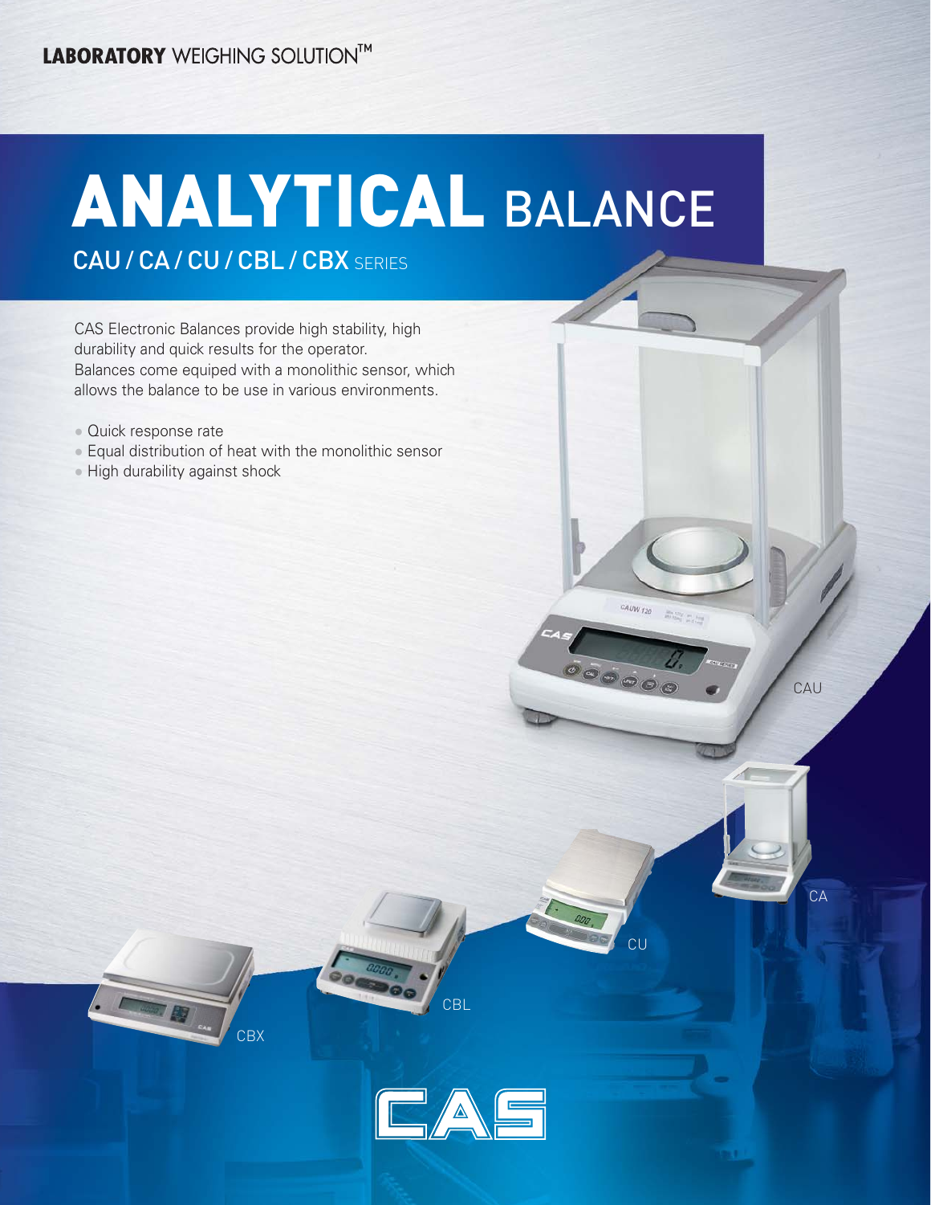**LABORATORY** WEIGHING SOLUTION™

# ANALYTICAL BALANCE

## CAU / CA / CU / CBL / CBX SERIES

CAS Electronic Balances provide high stability, high durability and quick results for the operator.
Balances come equiped with a monolithic sensor, which allows the balance to be use in various environments.

- Quick response rate
- Equal distribution of heat with the monolithic sensor
- High durability against shock

CAU

CA

CU

CBL

CBX

CAS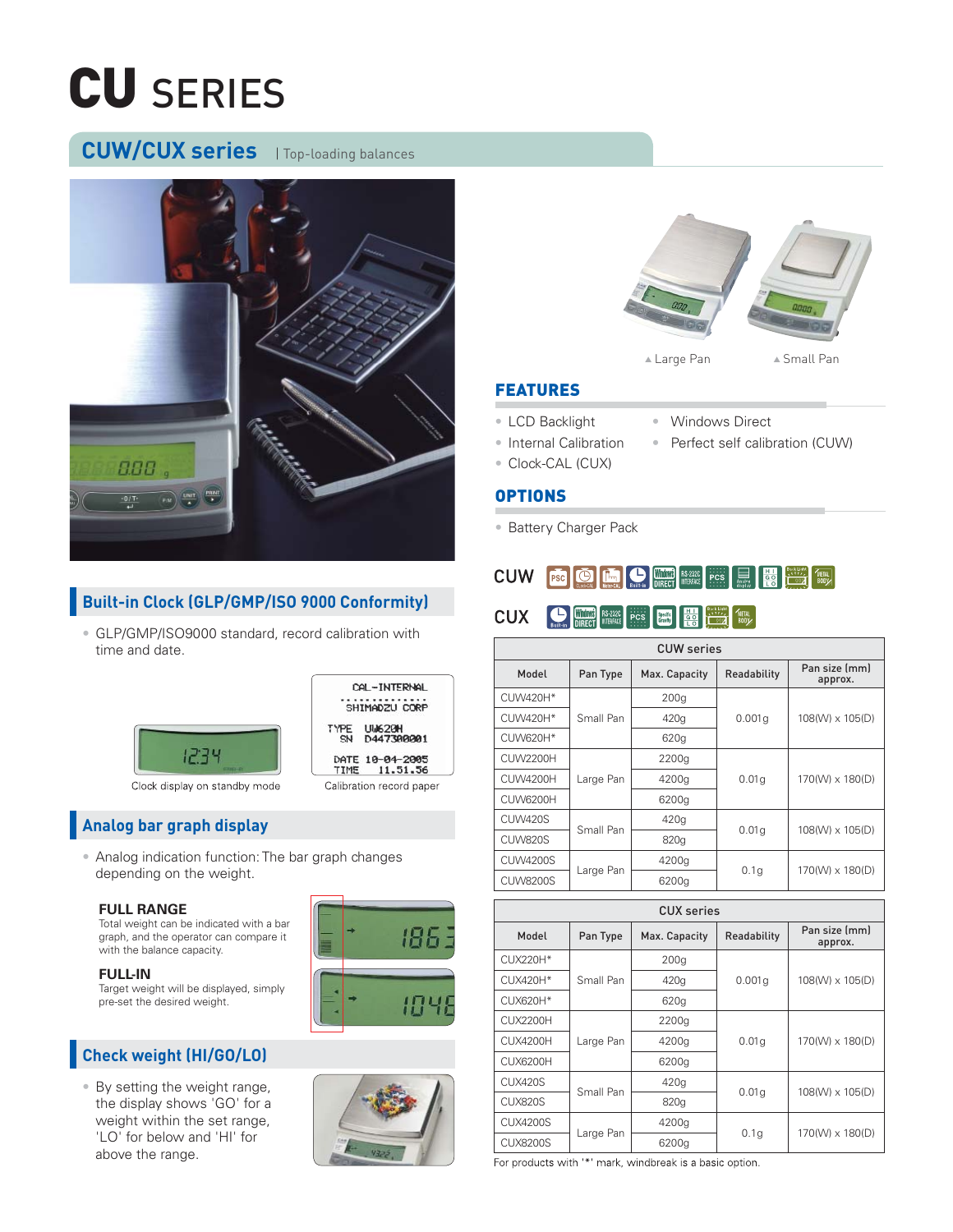# CU SERIES

## CUW/CUX series | Top-loading balances

▲Large Pan ▲Small Pan

### FEATURES

- LCD Backlight
- Internal Calibration
- Clock-CAL (CUX)
- Windows Direct
- Perfect self calibration (CUW)

### OPTIONS

- Battery Charger Pack

CUW

CUX

### Built-in Clock (GLP/GMP/ISO 9000 Conformity)

- GLP/GMP/ISO9000 standard, record calibration with time and date.

```
CAL-INTERNAL
...............
SHIMADZU CORP
TYPE   UW620H
 SN   D447300001

DATE 10-04-2005
TIME   11.51.56
```

Clock display on standby mode

Calibration record paper

### Analog bar graph display

- Analog indication function: The bar graph changes depending on the weight.

**FULL RANGE**
Total weight can be indicated with a bar graph, and the operator can compare it with the balance capacity.

**FULL-IN**
Target weight will be displayed, simply pre-set the desired weight.

### Check weight (HI/GO/LO)

- By setting the weight range, the display shows 'GO' for a weight within the set range, 'LO' for below and 'HI' for above the range.

| CUW series | | | | |
|---|---|---|---|---|
| Model | Pan Type | Max. Capacity | Readability | Pan size (mm) approx. |
| CUW420H* | Small Pan | 200g | 0.001g | 108(W) x 105(D) |
| CUW420H* | | 420g | | |
| CUW620H* | | 620g | | |
| CUW2200H | Large Pan | 2200g | 0.01g | 170(W) x 180(D) |
| CUW4200H | | 4200g | | |
| CUW6200H | | 6200g | | |
| CUW420S | Small Pan | 420g | 0.01g | 108(W) x 105(D) |
| CUW820S | | 820g | | |
| CUW4200S | Large Pan | 4200g | 0.1g | 170(W) x 180(D) |
| CUW8200S | | 6200g | | |

| CUX series | | | | |
|---|---|---|---|---|
| Model | Pan Type | Max. Capacity | Readability | Pan size (mm) approx. |
| CUX220H* | Small Pan | 200g | 0.001g | 108(W) x 105(D) |
| CUX420H* | | 420g | | |
| CUX620H* | | 620g | | |
| CUX2200H | Large Pan | 2200g | 0.01g | 170(W) x 180(D) |
| CUX4200H | | 4200g | | |
| CUX6200H | | 6200g | | |
| CUX420S | Small Pan | 420g | 0.01g | 108(W) x 105(D) |
| CUX820S | | 820g | | |
| CUX4200S | Large Pan | 4200g | 0.1g | 170(W) x 180(D) |
| CUX8200S | | 6200g | | |

For products with '*' mark, windbreak is a basic option.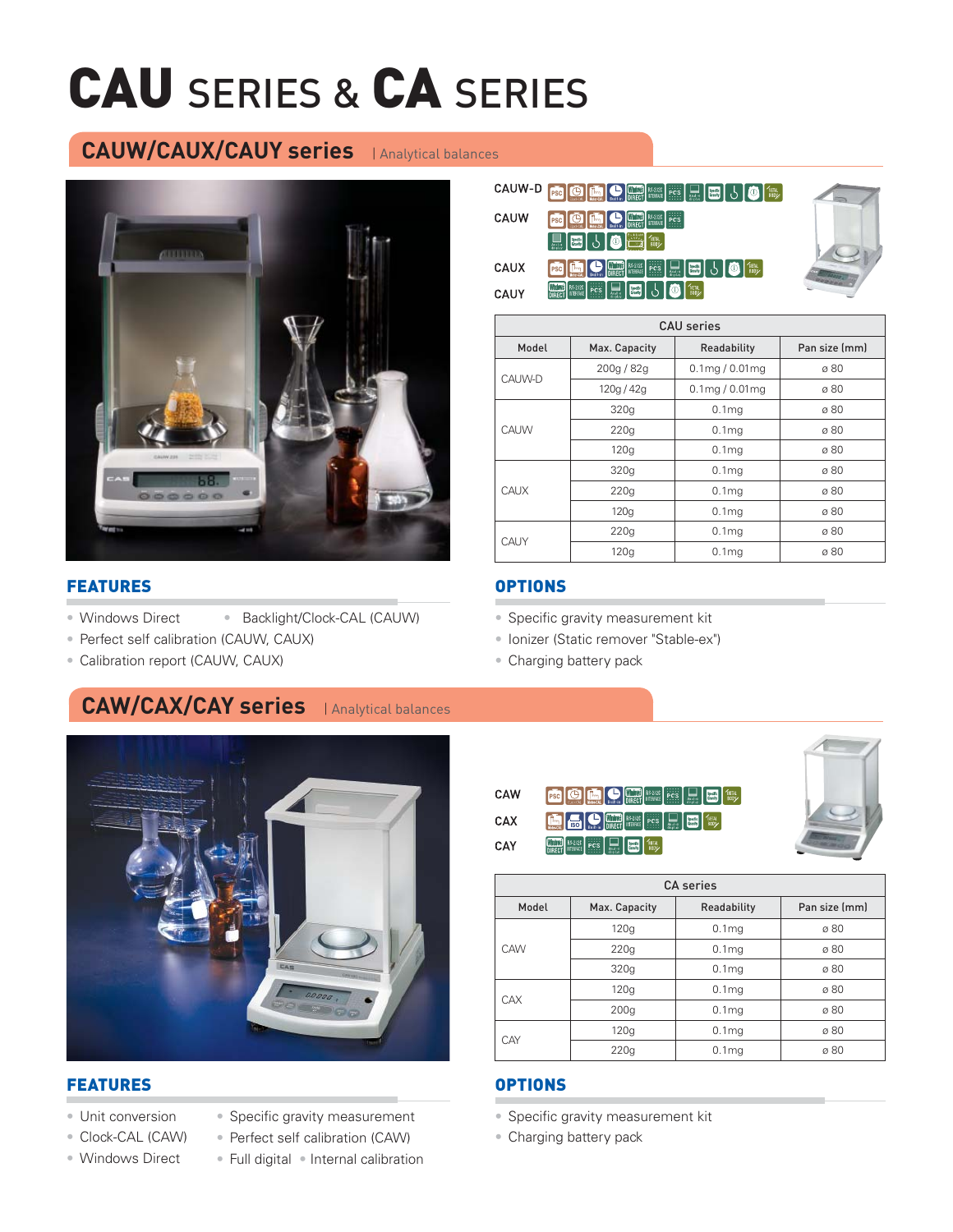# CAU SERIES & CA SERIES

## CAUW/CAUX/CAUY series | Analytical balances

CAUW-D

CAUW

CAUX

CAUY

| CAU series | | | |
|---|---|---|---|
| Model | Max. Capacity | Readability | Pan size (mm) |
| CAUW-D | 200g / 82g | 0.1mg / 0.01mg | ø 80 |
| | 120g / 42g | 0.1mg / 0.01mg | ø 80 |
| CAUW | 320g | 0.1mg | ø 80 |
| | 220g | 0.1mg | ø 80 |
| | 120g | 0.1mg | ø 80 |
| CAUX | 320g | 0.1mg | ø 80 |
| | 220g | 0.1mg | ø 80 |
| | 120g | 0.1mg | ø 80 |
| CAUY | 220g | 0.1mg | ø 80 |
| | 120g | 0.1mg | ø 80 |

### FEATURES

- Windows Direct
- Backlight/Clock-CAL (CAUW)
- Perfect self calibration (CAUW, CAUX)
- Calibration report (CAUW, CAUX)

### OPTIONS

- Specific gravity measurement kit
- Ionizer (Static remover "Stable-ex")
- Charging battery pack

## CAW/CAX/CAY series | Analytical balances

CAW

CAX

CAY

| CA series | | | |
|---|---|---|---|
| Model | Max. Capacity | Readability | Pan size (mm) |
| CAW | 120g | 0.1mg | ø 80 |
| | 220g | 0.1mg | ø 80 |
| | 320g | 0.1mg | ø 80 |
| CAX | 120g | 0.1mg | ø 80 |
| | 200g | 0.1mg | ø 80 |
| CAY | 120g | 0.1mg | ø 80 |
| | 220g | 0.1mg | ø 80 |

### FEATURES

- Unit conversion
- Clock-CAL (CAW)
- Windows Direct
- Specific gravity measurement
- Perfect self calibration (CAW)
- Full digital
- Internal calibration

### OPTIONS

- Specific gravity measurement kit
- Charging battery pack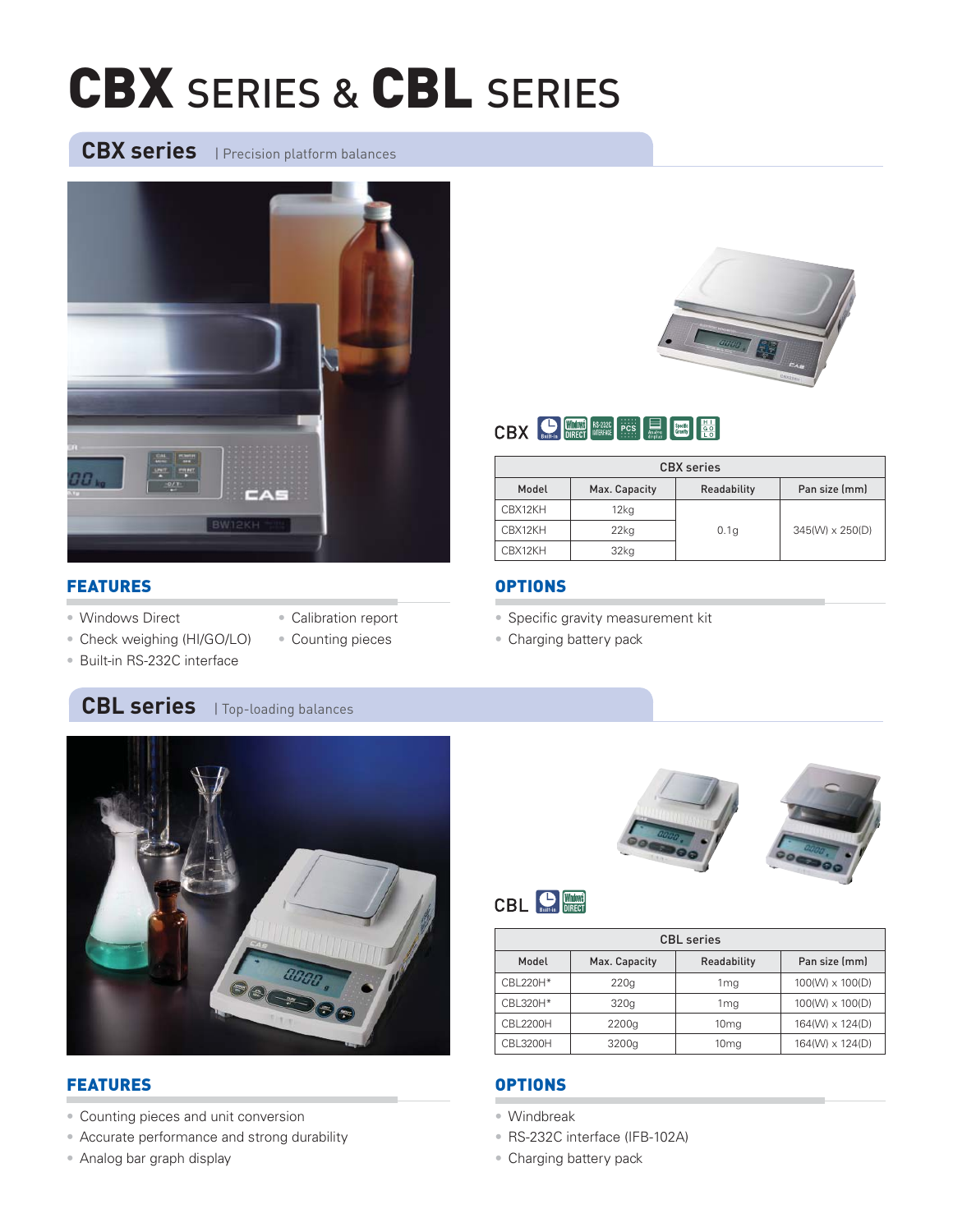# CBX SERIES & CBL SERIES

## CBX series | Precision platform balances

CBX

| CBX series | | | |
|---|---|---|---|
| Model | Max. Capacity | Readability | Pan size (mm) |
| CBX12KH | 12kg | 0.1g | 345(W) x 250(D) |
| CBX12KH | 22kg | | |
| CBX12KH | 32kg | | |

### FEATURES

- Windows Direct
- Check weighing (HI/GO/LO)
- Built-in RS-232C interface
- Calibration report
- Counting pieces

### OPTIONS

- Specific gravity measurement kit
- Charging battery pack

## CBL series | Top-loading balances

CBL

| CBL series | | | |
|---|---|---|---|
| Model | Max. Capacity | Readability | Pan size (mm) |
| CBL220H* | 220g | 1mg | 100(W) x 100(D) |
| CBL320H* | 320g | 1mg | 100(W) x 100(D) |
| CBL2200H | 2200g | 10mg | 164(W) x 124(D) |
| CBL3200H | 3200g | 10mg | 164(W) x 124(D) |

### FEATURES

- Counting pieces and unit conversion
- Accurate performance and strong durability
- Analog bar graph display

### OPTIONS

- Windbreak
- RS-232C interface (IFB-102A)
- Charging battery pack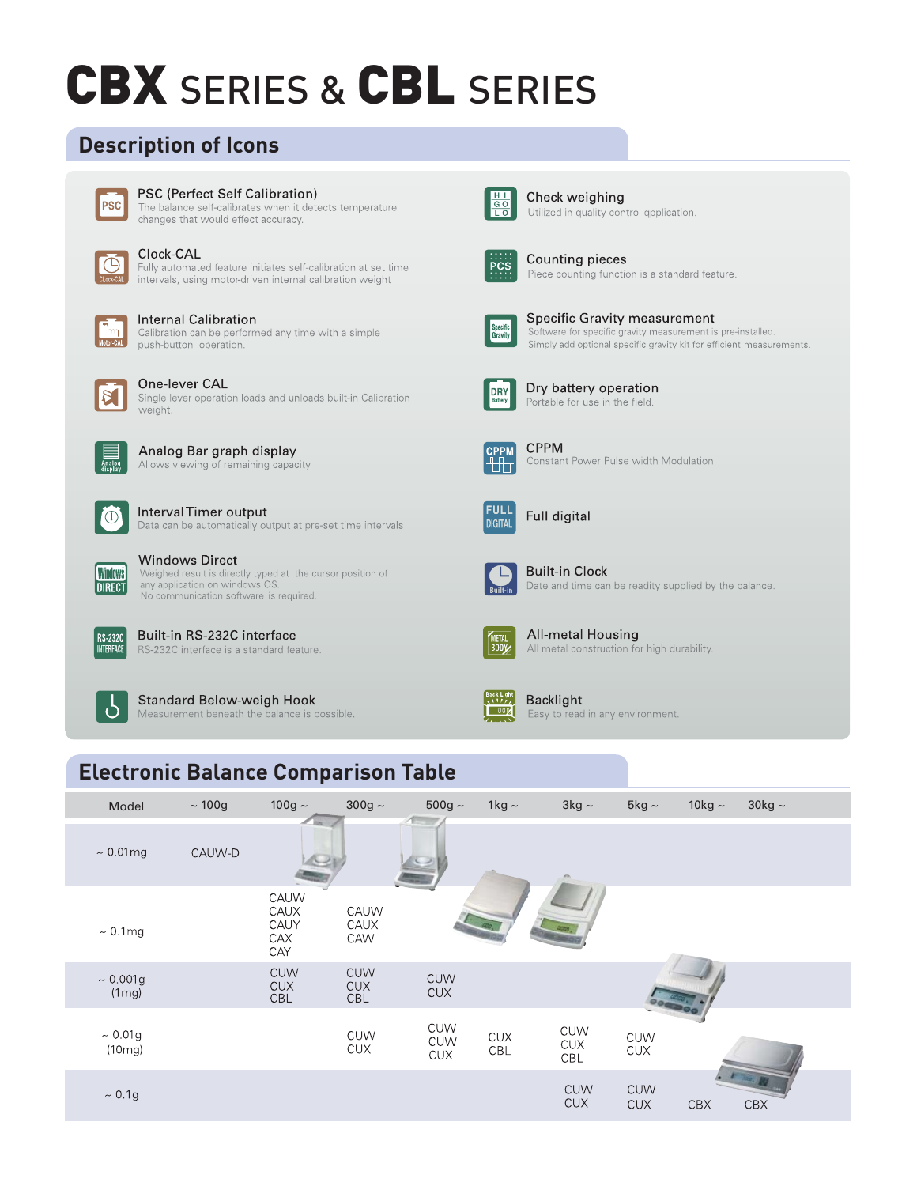# CBX SERIES & CBL SERIES

## Description of Icons

**PSC (Perfect Self Calibration)**
The balance self-calibrates when it detects temperature changes that would effect accuracy.

**Clock-CAL**
Fully automated feature initiates self-calibration at set time intervals, using motor-driven internal calibration weight

**Internal Calibration**
Calibration can be performed any time with a simple push-button operation.

**One-lever CAL**
Single lever operation loads and unloads built-in Calibration weight.

**Analog Bar graph display**
Allows viewing of remaining capacity

**Interval Timer output**
Data can be automatically output at pre-set time intervals

**Windows Direct**
Weighed result is directly typed at the cursor position of any application on windows OS.
No communication software is required.

**Built-in RS-232C interface**
RS-232C interface is a standard feature.

**Standard Below-weigh Hook**
Measurement beneath the balance is possible.

**Check weighing**
Utilized in quality control qpplication.

**Counting pieces**
Piece counting function is a standard feature.

**Specific Gravity measurement**
Software for specific gravity measurement is pre-installed.
Simply add optional specific gravity kit for efficient measurements.

**Dry battery operation**
Portable for use in the field.

**CPPM**
Constant Power Pulse width Modulation

**Full digital**

**Built-in Clock**
Date and time can be readity supplied by the balance.

**All-metal Housing**
All metal construction for high durability.

**Backlight**
Easy to read in any environment.

## Electronic Balance Comparison Table

| Model | ~ 100g | 100g ~ | 300g ~ | 500g ~ | 1kg ~ | 3kg ~ | 5kg ~ | 10kg ~ | 30kg ~ |
|---|---|---|---|---|---|---|---|---|---|
| ~ 0.01mg | CAUW-D | | | | | | | | |
| ~ 0.1mg | | CAUW<br>CAUX<br>CAUY<br>CAX<br>CAY | CAUW<br>CAUX<br>CAW | | | | | | |
| ~ 0.001g (1mg) | | CUW<br>CUX<br>CBL | CUW<br>CUX<br>CBL | CUW<br>CUX | | | | | |
| ~ 0.01g (10mg) | | | CUW<br>CUX | CUW<br>CUW<br>CUX | CUX<br>CBL | CUW<br>CUX<br>CBL | CUW<br>CUX | | |
| ~ 0.1g | | | | | | CUW<br>CUX | CUW<br>CUX | CBX | CBX |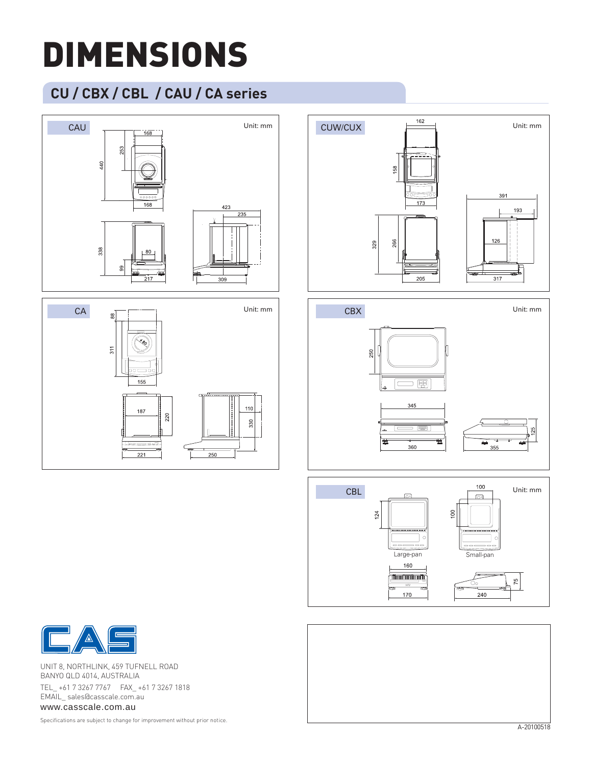# DIMENSIONS

## CU / CBX / CBL / CAU / CA series

### CAU

Unit: mm

168
253
440
168
423
235
338
80
99
217
309

### CUW/CUX

Unit: mm

162
158
173
391
193
329
266
126
205
317

### CA

Unit: mm

88
311
155
187
220
110
330
221
250

### CBX

Unit: mm

250
345
360
355
125

### CBL

Unit: mm

100
124
100
Large-pan
Small-pan
160
170
240
75

UNIT 8, NORTHLINK, 459 TUFNELL ROAD
BANYO QLD 4014, AUSTRALIA
TEL_ +61 7 3267 7767 FAX_ +61 7 3267 1818
EMAIL_ sales@casscale.com.au
www.casscale.com.au

Specifications are subject to change for improvement without prior notice.

A-20100518